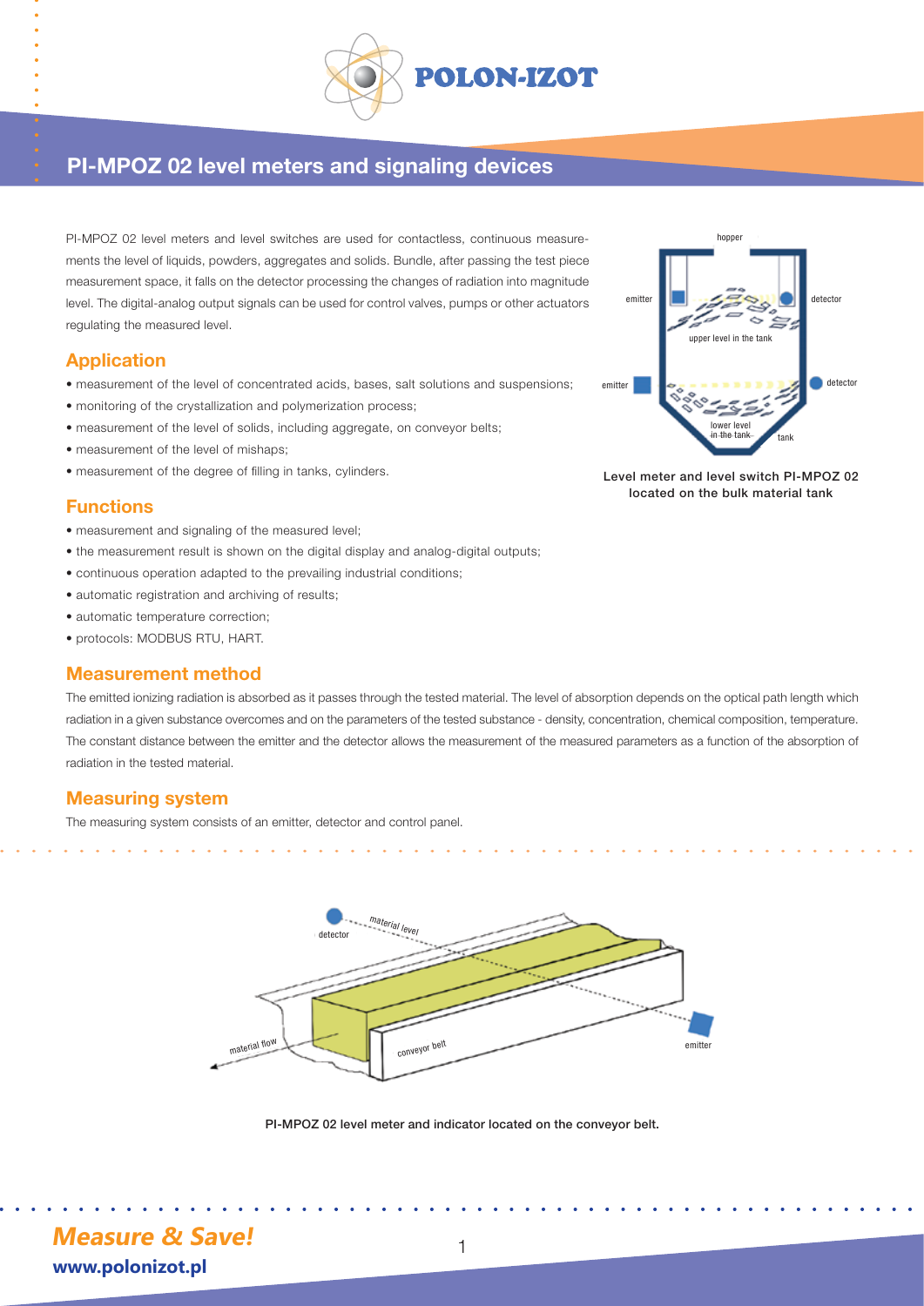# PI-MPOZ 02 level meters and signaling devices

PI-MPOZ 02 level meters and level switches are used for contactless, continuous measurements the level of liquids, powders, aggregates and solids. Bundle, after passing the test piece measurement space, it falls on the detector processing the changes of radiation into magnitude level. The digital-analog output signals can be used for control valves, pumps or other actuators regulating the measured level.

## Application

- measurement of the level of concentrated acids, bases, salt solutions and suspensions;
- monitoring of the crystallization and polymerization process;
- measurement of the level of solids, including aggregate, on conveyor belts;
- measurement of the level of mishaps;
- measurement of the degree of filling in tanks, cylinders.

hopper
emitter
detector
upper level in the tank
emitter
detector
lower level in the tank
tank

Level meter and level switch PI-MPOZ 02 located on the bulk material tank

## Functions

- measurement and signaling of the measured level;
- the measurement result is shown on the digital display and analog-digital outputs;
- continuous operation adapted to the prevailing industrial conditions;
- automatic registration and archiving of results;
- automatic temperature correction;
- protocols: MODBUS RTU, HART.

## Measurement method

The emitted ionizing radiation is absorbed as it passes through the tested material. The level of absorption depends on the optical path length which radiation in a given substance overcomes and on the parameters of the tested substance - density, concentration, chemical composition, temperature. The constant distance between the emitter and the detector allows the measurement of the measured parameters as a function of the absorption of radiation in the tested material.

## Measuring system

The measuring system consists of an emitter, detector and control panel.

detector
material level
material flow
conveyor belt
emitter

PI-MPOZ 02 level meter and indicator located on the conveyor belt.

**Measure & Save!**

**www.polonizot.pl**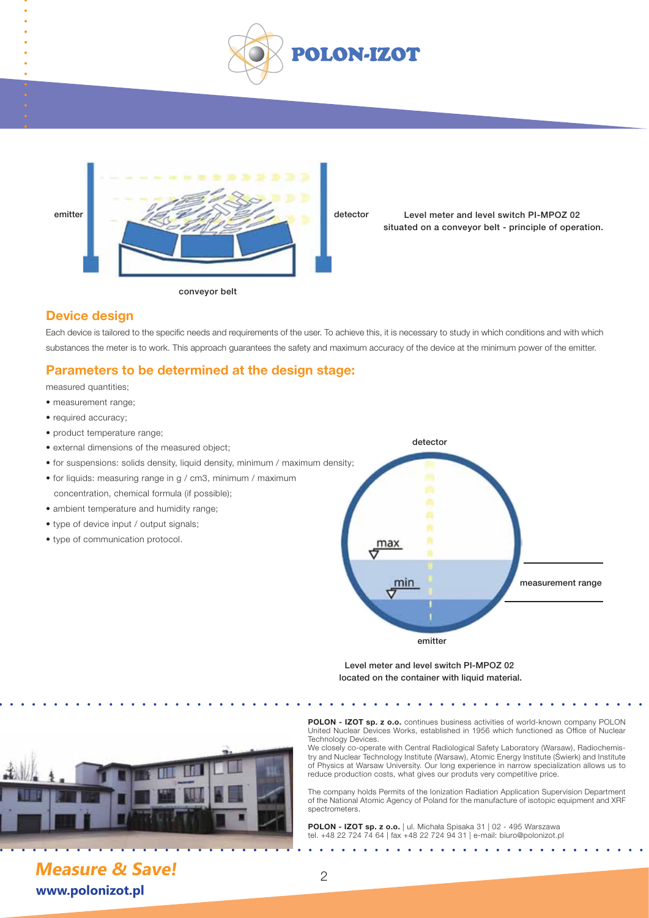emitter

detector

conveyor belt

Level meter and level switch PI-MPOZ 02 situated on a conveyor belt - principle of operation.

## Device design

Each device is tailored to the specific needs and requirements of the user. To achieve this, it is necessary to study in which conditions and with which substances the meter is to work. This approach guarantees the safety and maximum accuracy of the device at the minimum power of the emitter.

## Parameters to be determined at the design stage:

measured quantities;

- measurement range;
- required accuracy;
- product temperature range;
- external dimensions of the measured object;
- for suspensions: solids density, liquid density, minimum / maximum density;
- for liquids: measuring range in g / cm3, minimum / maximum concentration, chemical formula (if possible);
- ambient temperature and humidity range;
- type of device input / output signals;
- type of communication protocol.

detector

max

min

measurement range

emitter

Level meter and level switch PI-MPOZ 02 located on the container with liquid material.

**POLON - IZOT sp. z o.o.** continues business activities of world-known company POLON United Nuclear Devices Works, established in 1956 which functioned as Office of Nuclear Technology Devices.
We closely co-operate with Central Radiological Safety Laboratory (Warsaw), Radiochemistry and Nuclear Technology Institute (Warsaw), Atomic Energy Institute (Świerk) and Institute of Physics at Warsaw University. Our long experience in narrow specialization allows us to reduce production costs, what gives our produts very competitive price.

The company holds Permits of the Ionization Radiation Application Supervision Department of the National Atomic Agency of Poland for the manufacture of isotopic equipment and XRF spectrometers.

**POLON - IZOT sp. z o.o.** | ul. Michała Spisaka 31 | 02 - 495 Warszawa
tel. +48 22 724 74 64 | fax +48 22 724 94 31 | e-mail: biuro@polonizot.pl

***Measure & Save!***
**www.polonizot.pl**